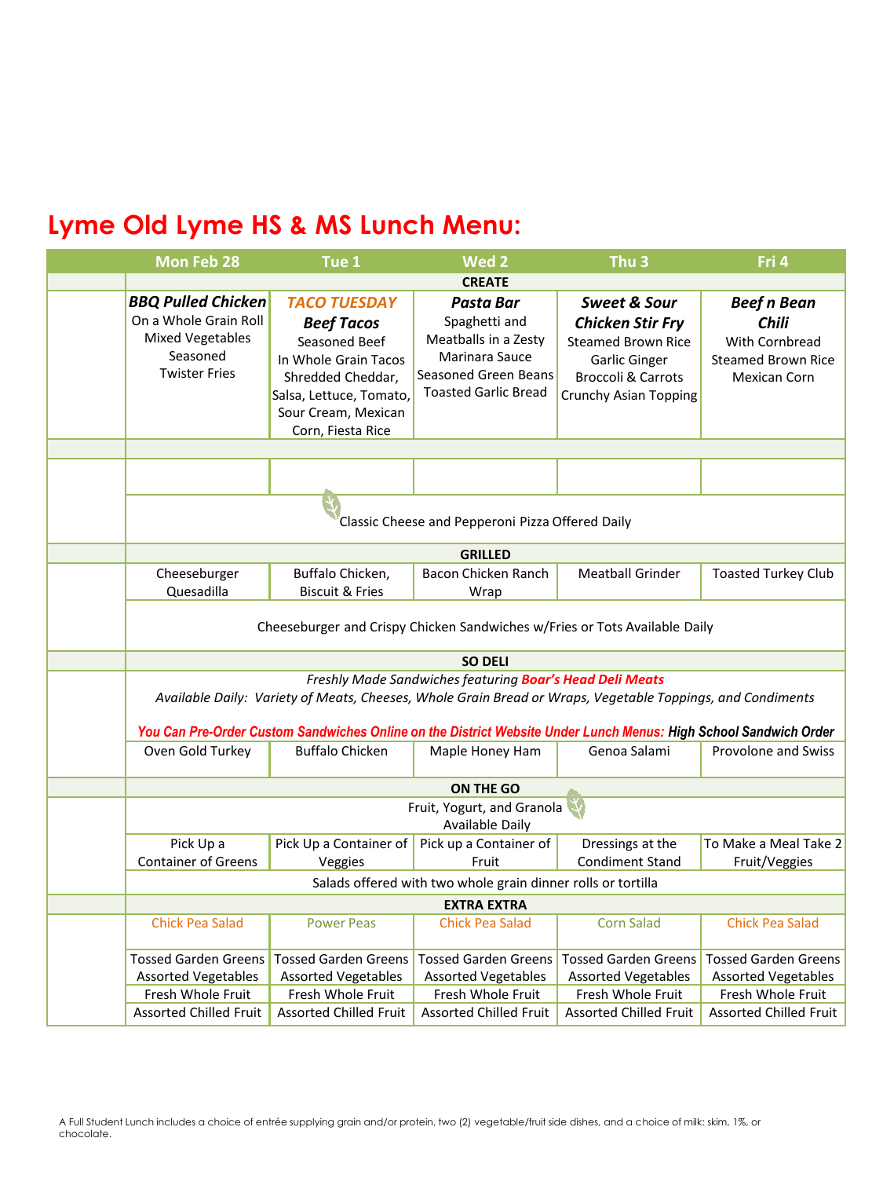# Lyme Old Lyme HS & MS Lunch Menu:

| | Mon Feb 28 | Tue 1 | Wed 2 | Thu 3 | Fri 4 |
|---|---|---|---|---|---|
| | **CREATE** | | | | |
| | ***BBQ Pulled Chicken*** On a Whole Grain Roll Mixed Vegetables Seasoned Twister Fries | ***TACO TUESDAY*** ***Beef Tacos*** Seasoned Beef In Whole Grain Tacos Shredded Cheddar, Salsa, Lettuce, Tomato, Sour Cream, Mexican Corn, Fiesta Rice | ***Pasta Bar*** Spaghetti and Meatballs in a Zesty Marinara Sauce Seasoned Green Beans Toasted Garlic Bread | ***Sweet & Sour Chicken Stir Fry*** Steamed Brown Rice Garlic Ginger Broccoli & Carrots Crunchy Asian Topping | ***Beef n Bean Chili*** With Cornbread Steamed Brown Rice Mexican Corn |
| | | | | | |
| | | | | | |
| | Classic Cheese and Pepperoni Pizza Offered Daily | | | | |
| | **GRILLED** | | | | |
| | Cheeseburger Quesadilla | Buffalo Chicken, Biscuit & Fries | Bacon Chicken Ranch Wrap | Meatball Grinder | Toasted Turkey Club |
| | Cheeseburger and Crispy Chicken Sandwiches w/Fries or Tots Available Daily | | | | |
| | **SO DELI** | | | | |
| | *Freshly Made Sandwiches featuring **Boar's Head Deli Meats*** *Available Daily: Variety of Meats, Cheeses, Whole Grain Bread or Wraps, Vegetable Toppings, and Condiments* ***You Can Pre-Order Custom Sandwiches Online on the District Website Under Lunch Menus: High School Sandwich Order*** | | | | |
| | Oven Gold Turkey | Buffalo Chicken | Maple Honey Ham | Genoa Salami | Provolone and Swiss |
| | **ON THE GO** | | | | |
| | Fruit, Yogurt, and Granola Available Daily | | | | |
| | Pick Up a Container of Greens | Pick Up a Container of Veggies | Pick up a Container of Fruit | Dressings at the Condiment Stand | To Make a Meal Take 2 Fruit/Veggies |
| | Salads offered with two whole grain dinner rolls or tortilla | | | | |
| | **EXTRA EXTRA** | | | | |
| | Chick Pea Salad | Power Peas | Chick Pea Salad | Corn Salad | Chick Pea Salad |
| | Tossed Garden Greens Assorted Vegetables Fresh Whole Fruit Assorted Chilled Fruit | Tossed Garden Greens Assorted Vegetables Fresh Whole Fruit Assorted Chilled Fruit | Tossed Garden Greens Assorted Vegetables Fresh Whole Fruit Assorted Chilled Fruit | Tossed Garden Greens Assorted Vegetables Fresh Whole Fruit Assorted Chilled Fruit | Tossed Garden Greens Assorted Vegetables Fresh Whole Fruit Assorted Chilled Fruit |

A Full Student Lunch includes a choice of entrée supplying grain and/or protein, two (2) vegetable/fruit side dishes, and a choice of milk: skim, 1%, or chocolate.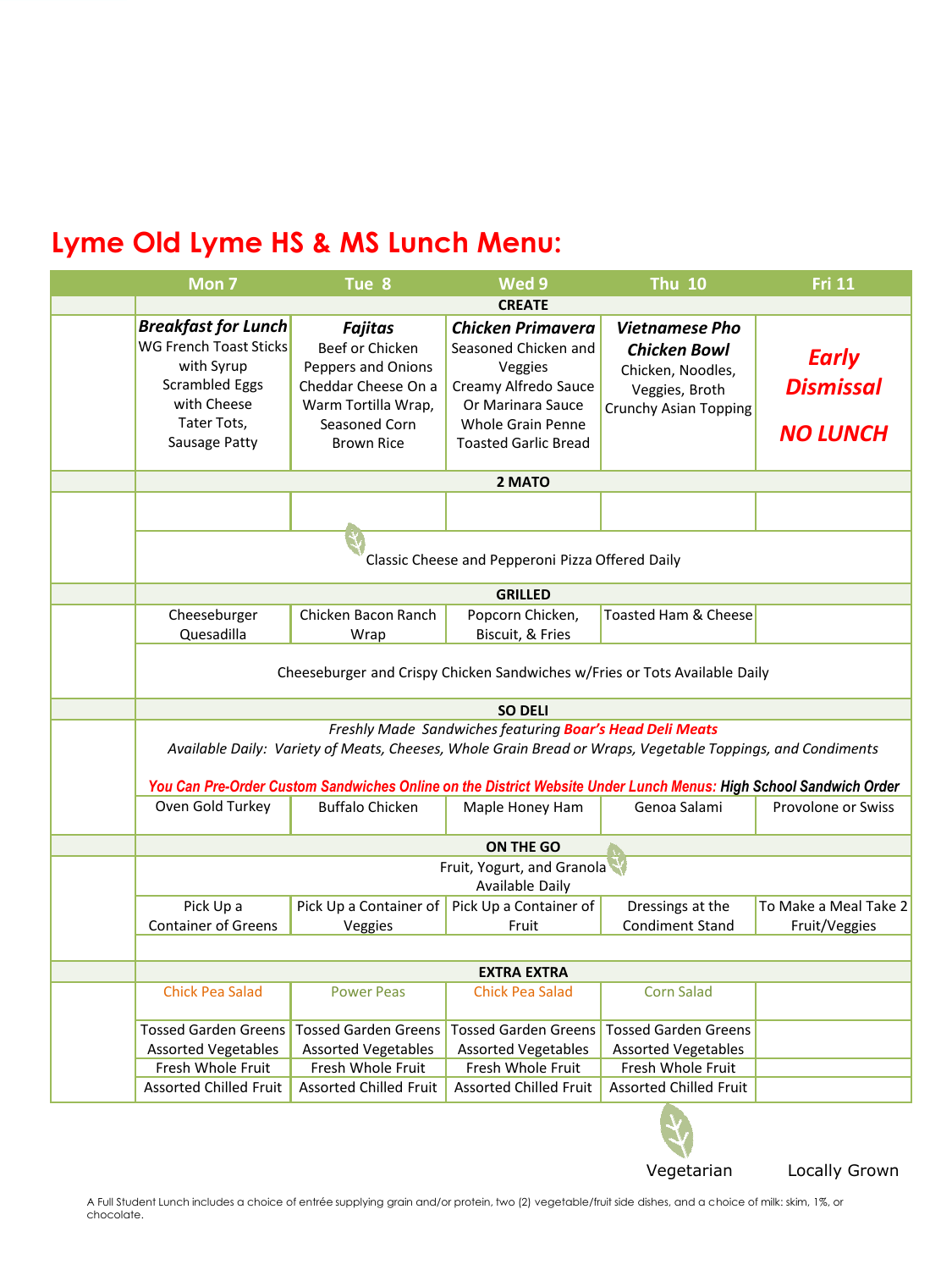# Lyme Old Lyme HS & MS Lunch Menu:

| | Mon 7 | Tue 8 | Wed 9 | Thu 10 | Fri 11 |
|---|---|---|---|---|---|
| | **CREATE** | | | | |
| | ***Breakfast for Lunch*** WG French Toast Sticks with Syrup Scrambled Eggs with Cheese Tater Tots, Sausage Patty | ***Fajitas*** Beef or Chicken Peppers and Onions Cheddar Cheese On a Warm Tortilla Wrap, Seasoned Corn Brown Rice | ***Chicken Primavera*** Seasoned Chicken and Veggies Creamy Alfredo Sauce Or Marinara Sauce Whole Grain Penne Toasted Garlic Bread | ***Vietnamese Pho Chicken Bowl*** Chicken, Noodles, Veggies, Broth Crunchy Asian Topping | ***Early Dismissal*** ***NO LUNCH*** |
| | **2 MATO** | | | | |
| | | | | | |
| | Classic Cheese and Pepperoni Pizza Offered Daily | | | | |
| | **GRILLED** | | | | |
| | Cheeseburger Quesadilla | Chicken Bacon Ranch Wrap | Popcorn Chicken, Biscuit, & Fries | Toasted Ham & Cheese | |
| | Cheeseburger and Crispy Chicken Sandwiches w/Fries or Tots Available Daily | | | | |
| | **SO DELI** | | | | |
| | *Freshly Made Sandwiches featuring* ***Boar's Head Deli Meats*** *Available Daily: Variety of Meats, Cheeses, Whole Grain Bread or Wraps, Vegetable Toppings, and Condiments* ***You Can Pre-Order Custom Sandwiches Online on the District Website Under Lunch Menus: High School Sandwich Order*** | | | | |
| | Oven Gold Turkey | Buffalo Chicken | Maple Honey Ham | Genoa Salami | Provolone or Swiss |
| | **ON THE GO** | | | | |
| | Fruit, Yogurt, and Granola Available Daily | | | | |
| | Pick Up a Container of Greens | Pick Up a Container of Veggies | Pick Up a Container of Fruit | Dressings at the Condiment Stand | To Make a Meal Take 2 Fruit/Veggies |
| | **EXTRA EXTRA** | | | | |
| | Chick Pea Salad | Power Peas | Chick Pea Salad | Corn Salad | |
| | Tossed Garden Greens Assorted Vegetables Fresh Whole Fruit Assorted Chilled Fruit | Tossed Garden Greens Assorted Vegetables Fresh Whole Fruit Assorted Chilled Fruit | Tossed Garden Greens Assorted Vegetables Fresh Whole Fruit Assorted Chilled Fruit | Tossed Garden Greens Assorted Vegetables Fresh Whole Fruit Assorted Chilled Fruit | |

Vegetarian Locally Grown

A Full Student Lunch includes a choice of entrée supplying grain and/or protein, two (2) vegetable/fruit side dishes, and a choice of milk: skim, 1%, or chocolate.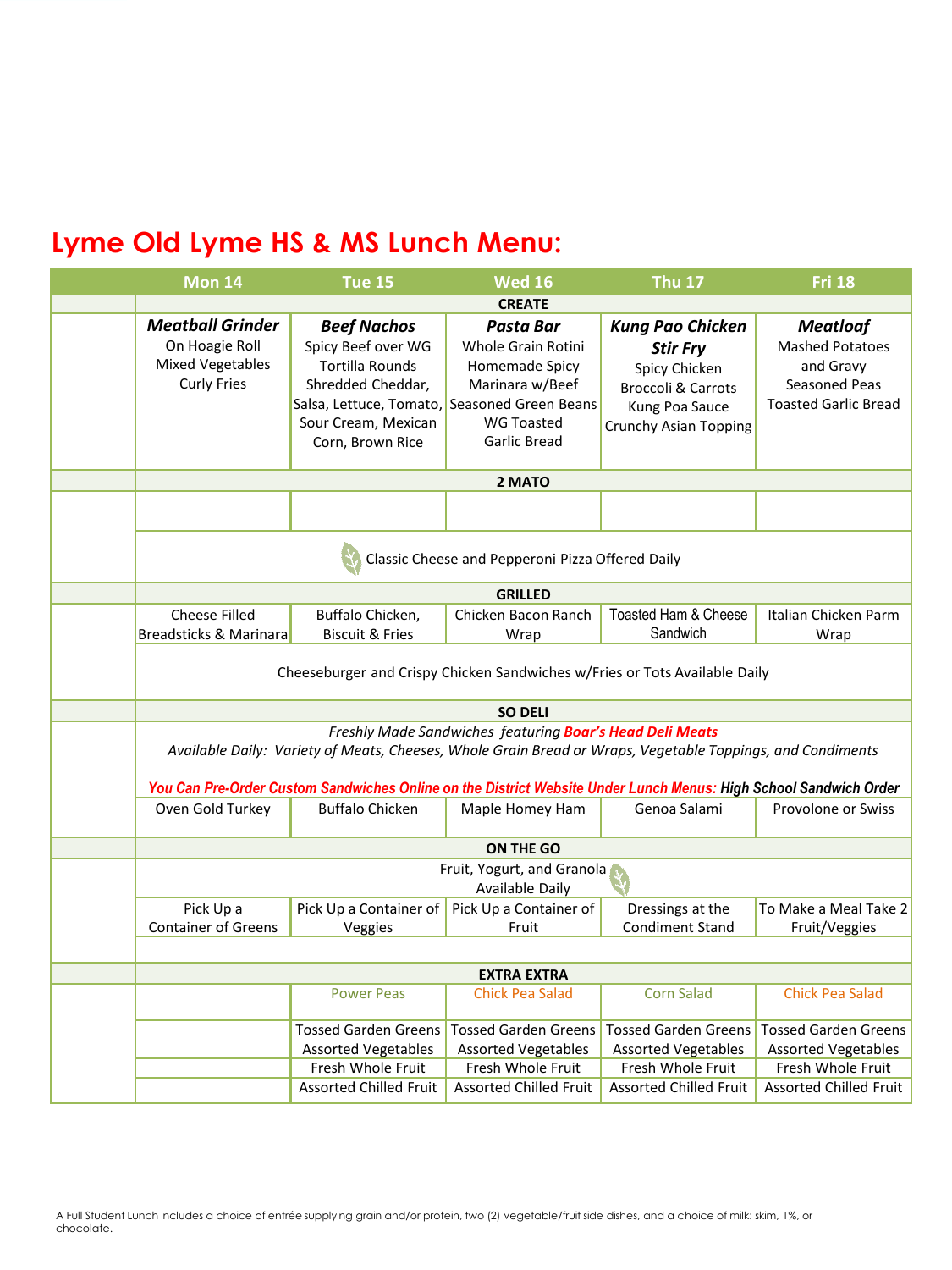# Lyme Old Lyme HS & MS Lunch Menu:

| | Mon 14 | Tue 15 | Wed 16 | Thu 17 | Fri 18 |
|---|---|---|---|---|---|
| | **CREATE** | | | | |
| | ***Meatball Grinder*** On Hoagie Roll Mixed Vegetables Curly Fries | ***Beef Nachos*** Spicy Beef over WG Tortilla Rounds Shredded Cheddar, Salsa, Lettuce, Tomato, Sour Cream, Mexican Corn, Brown Rice | ***Pasta Bar*** Whole Grain Rotini Homemade Spicy Marinara w/Beef Seasoned Green Beans WG Toasted Garlic Bread | ***Kung Pao Chicken Stir Fry*** Spicy Chicken Broccoli & Carrots Kung Poa Sauce Crunchy Asian Topping | ***Meatloaf*** Mashed Potatoes and Gravy Seasoned Peas Toasted Garlic Bread |
| | **2 MATO** | | | | |
| | | | | | |
| | Classic Cheese and Pepperoni Pizza Offered Daily | | | | |
| | **GRILLED** | | | | |
| | Cheese Filled Breadsticks & Marinara | Buffalo Chicken, Biscuit & Fries | Chicken Bacon Ranch Wrap | Toasted Ham & Cheese Sandwich | Italian Chicken Parm Wrap |
| | Cheeseburger and Crispy Chicken Sandwiches w/Fries or Tots Available Daily | | | | |
| | **SO DELI** | | | | |
| | *Freshly Made Sandwiches featuring **Boar's Head Deli Meats*** *Available Daily: Variety of Meats, Cheeses, Whole Grain Bread or Wraps, Vegetable Toppings, and Condiments* ***You Can Pre-Order Custom Sandwiches Online on the District Website Under Lunch Menus: High School Sandwich Order*** | | | | |
| | Oven Gold Turkey | Buffalo Chicken | Maple Homey Ham | Genoa Salami | Provolone or Swiss |
| | **ON THE GO** | | | | |
| | Fruit, Yogurt, and Granola Available Daily | | | | |
| | Pick Up a Container of Greens | Pick Up a Container of Veggies | Pick Up a Container of Fruit | Dressings at the Condiment Stand | To Make a Meal Take 2 Fruit/Veggies |
| | **EXTRA EXTRA** | | | | |
| | | Power Peas | Chick Pea Salad | Corn Salad | Chick Pea Salad |
| | | Tossed Garden Greens Assorted Vegetables | Tossed Garden Greens Assorted Vegetables | Tossed Garden Greens Assorted Vegetables | Tossed Garden Greens Assorted Vegetables |
| | | Fresh Whole Fruit | Fresh Whole Fruit | Fresh Whole Fruit | Fresh Whole Fruit |
| | | Assorted Chilled Fruit | Assorted Chilled Fruit | Assorted Chilled Fruit | Assorted Chilled Fruit |

A Full Student Lunch includes a choice of entrée supplying grain and/or protein, two (2) vegetable/fruit side dishes, and a choice of milk: skim, 1%, or chocolate.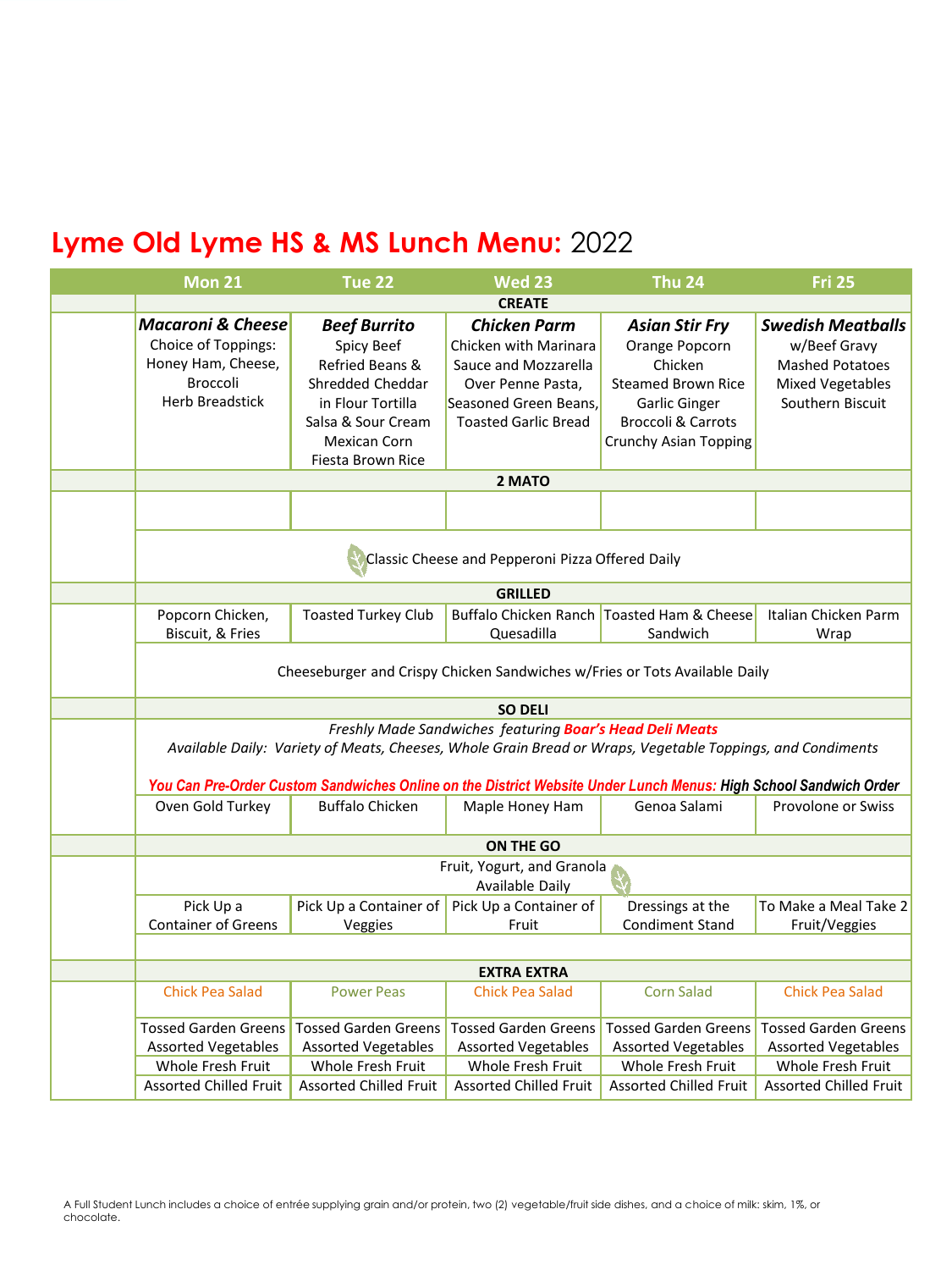# Lyme Old Lyme HS & MS Lunch Menu: 2022

| | Mon 21 | Tue 22 | Wed 23 | Thu 24 | Fri 25 |
|---|---|---|---|---|---|
| | **CREATE** | | | | |
| | ***Macaroni & Cheese*** Choice of Toppings: Honey Ham, Cheese, Broccoli Herb Breadstick | ***Beef Burrito*** Spicy Beef Refried Beans & Shredded Cheddar in Flour Tortilla Salsa & Sour Cream Mexican Corn Fiesta Brown Rice | ***Chicken Parm*** Chicken with Marinara Sauce and Mozzarella Over Penne Pasta, Seasoned Green Beans, Toasted Garlic Bread | ***Asian Stir Fry*** Orange Popcorn Chicken Steamed Brown Rice Garlic Ginger Broccoli & Carrots Crunchy Asian Topping | ***Swedish Meatballs*** w/Beef Gravy Mashed Potatoes Mixed Vegetables Southern Biscuit |
| | **2 MATO** | | | | |
| | | | | | |
| | Classic Cheese and Pepperoni Pizza Offered Daily | | | | |
| | **GRILLED** | | | | |
| | Popcorn Chicken, Biscuit, & Fries | Toasted Turkey Club | Buffalo Chicken Ranch Quesadilla | Toasted Ham & Cheese Sandwich | Italian Chicken Parm Wrap |
| | Cheeseburger and Crispy Chicken Sandwiches w/Fries or Tots Available Daily | | | | |
| | **SO DELI** | | | | |
| | *Freshly Made Sandwiches featuring* ***Boar's Head Deli Meats*** *Available Daily: Variety of Meats, Cheeses, Whole Grain Bread or Wraps, Vegetable Toppings, and Condiments* ***You Can Pre-Order Custom Sandwiches Online on the District Website Under Lunch Menus: High School Sandwich Order*** | | | | |
| | Oven Gold Turkey | Buffalo Chicken | Maple Honey Ham | Genoa Salami | Provolone or Swiss |
| | **ON THE GO** | | | | |
| | Fruit, Yogurt, and Granola Available Daily | | | | |
| | Pick Up a Container of Greens | Pick Up a Container of Veggies | Pick Up a Container of Fruit | Dressings at the Condiment Stand | To Make a Meal Take 2 Fruit/Veggies |
| | **EXTRA EXTRA** | | | | |
| | Chick Pea Salad | Power Peas | Chick Pea Salad | Corn Salad | Chick Pea Salad |
| | Tossed Garden Greens Assorted Vegetables Whole Fresh Fruit Assorted Chilled Fruit | Tossed Garden Greens Assorted Vegetables Whole Fresh Fruit Assorted Chilled Fruit | Tossed Garden Greens Assorted Vegetables Whole Fresh Fruit Assorted Chilled Fruit | Tossed Garden Greens Assorted Vegetables Whole Fresh Fruit Assorted Chilled Fruit | Tossed Garden Greens Assorted Vegetables Whole Fresh Fruit Assorted Chilled Fruit |

A Full Student Lunch includes a choice of entrée supplying grain and/or protein, two (2) vegetable/fruit side dishes, and a choice of milk: skim, 1%, or chocolate.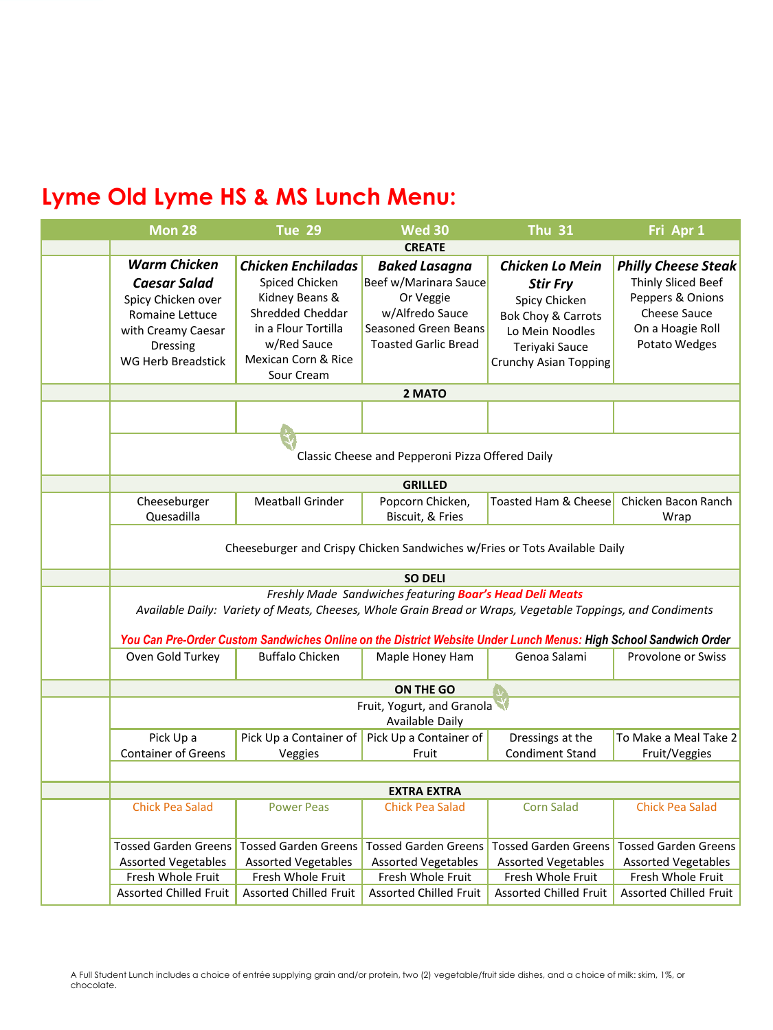# Lyme Old Lyme HS & MS Lunch Menu:

| | Mon 28 | Tue 29 | Wed 30 | Thu 31 | Fri Apr 1 |
|---|---|---|---|---|---|
| | **CREATE** | | | | |
| | ***Warm Chicken Caesar Salad*** Spicy Chicken over Romaine Lettuce with Creamy Caesar Dressing WG Herb Breadstick | ***Chicken Enchiladas*** Spiced Chicken Kidney Beans & Shredded Cheddar in a Flour Tortilla w/Red Sauce Mexican Corn & Rice Sour Cream | ***Baked Lasagna*** Beef w/Marinara Sauce Or Veggie w/Alfredo Sauce Seasoned Green Beans Toasted Garlic Bread | ***Chicken Lo Mein Stir Fry*** Spicy Chicken Bok Choy & Carrots Lo Mein Noodles Teriyaki Sauce Crunchy Asian Topping | ***Philly Cheese Steak*** Thinly Sliced Beef Peppers & Onions Cheese Sauce On a Hoagie Roll Potato Wedges |
| | **2 MATO** | | | | |
| | | | | | |
| | Classic Cheese and Pepperoni Pizza Offered Daily | | | | |
| | **GRILLED** | | | | |
| | Cheeseburger Quesadilla | Meatball Grinder | Popcorn Chicken, Biscuit, & Fries | Toasted Ham & Cheese | Chicken Bacon Ranch Wrap |
| | Cheeseburger and Crispy Chicken Sandwiches w/Fries or Tots Available Daily | | | | |
| | **SO DELI** | | | | |
| | *Freshly Made Sandwiches featuring **Boar's Head Deli Meats*** *Available Daily: Variety of Meats, Cheeses, Whole Grain Bread or Wraps, Vegetable Toppings, and Condiments* ***You Can Pre-Order Custom Sandwiches Online on the District Website Under Lunch Menus: High School Sandwich Order*** | | | | |
| | Oven Gold Turkey | Buffalo Chicken | Maple Honey Ham | Genoa Salami | Provolone or Swiss |
| | **ON THE GO** | | | | |
| | Fruit, Yogurt, and Granola Available Daily | | | | |
| | Pick Up a Container of Greens | Pick Up a Container of Veggies | Pick Up a Container of Fruit | Dressings at the Condiment Stand | To Make a Meal Take 2 Fruit/Veggies |
| | **EXTRA EXTRA** | | | | |
| | Chick Pea Salad | Power Peas | Chick Pea Salad | Corn Salad | Chick Pea Salad |
| | Tossed Garden Greens Assorted Vegetables Fresh Whole Fruit Assorted Chilled Fruit | Tossed Garden Greens Assorted Vegetables Fresh Whole Fruit Assorted Chilled Fruit | Tossed Garden Greens Assorted Vegetables Fresh Whole Fruit Assorted Chilled Fruit | Tossed Garden Greens Assorted Vegetables Fresh Whole Fruit Assorted Chilled Fruit | Tossed Garden Greens Assorted Vegetables Fresh Whole Fruit Assorted Chilled Fruit |

A Full Student Lunch includes a choice of entrée supplying grain and/or protein, two (2) vegetable/fruit side dishes, and a choice of milk: skim, 1%, or chocolate.